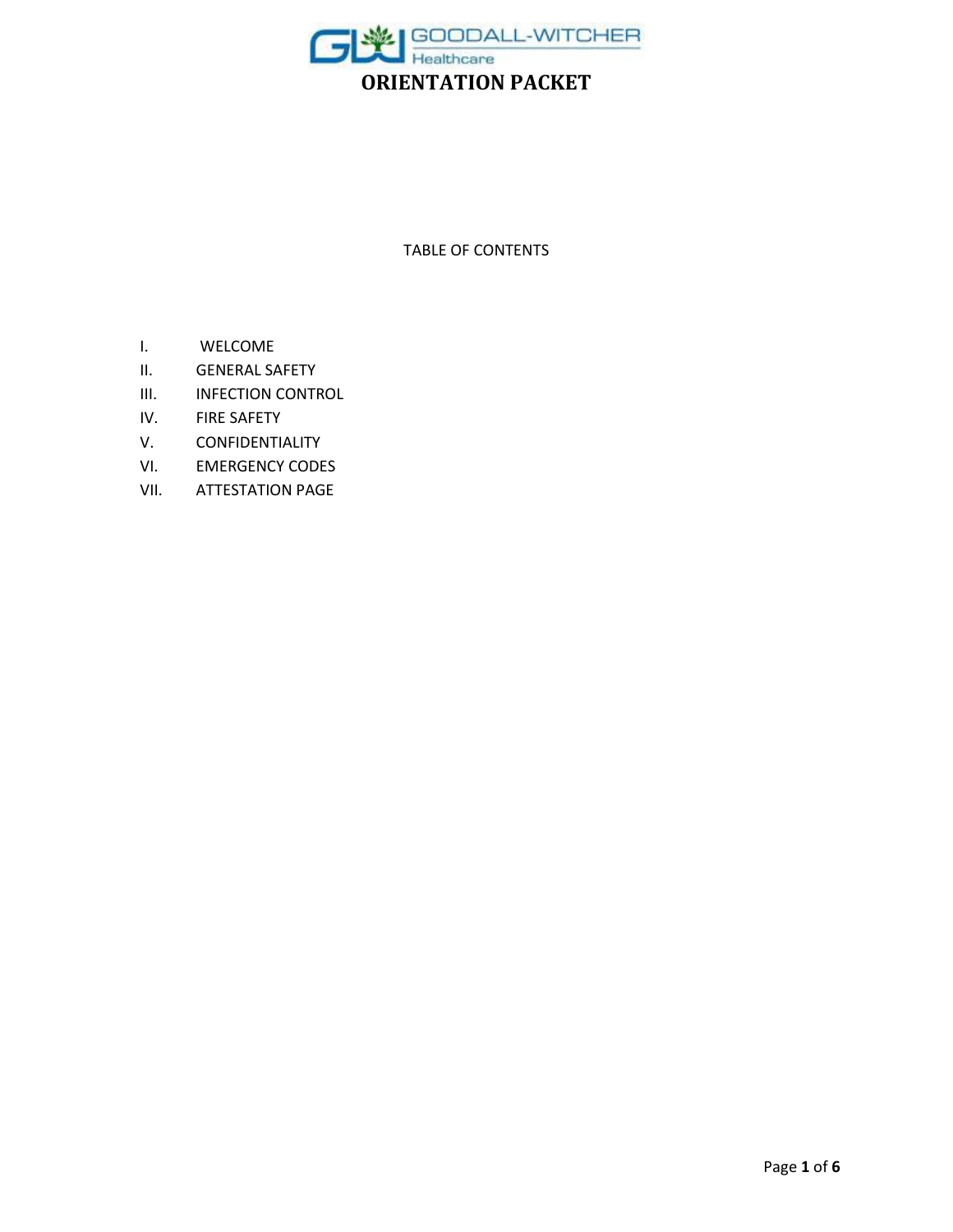GOODALL-WITCHER Healthcare

# ORIENTATION PACKET

TABLE OF CONTENTS

I. WELCOME
II. GENERAL SAFETY
III. INFECTION CONTROL
IV. FIRE SAFETY
V. CONFIDENTIALITY
VI. EMERGENCY CODES
VII. ATTESTATION PAGE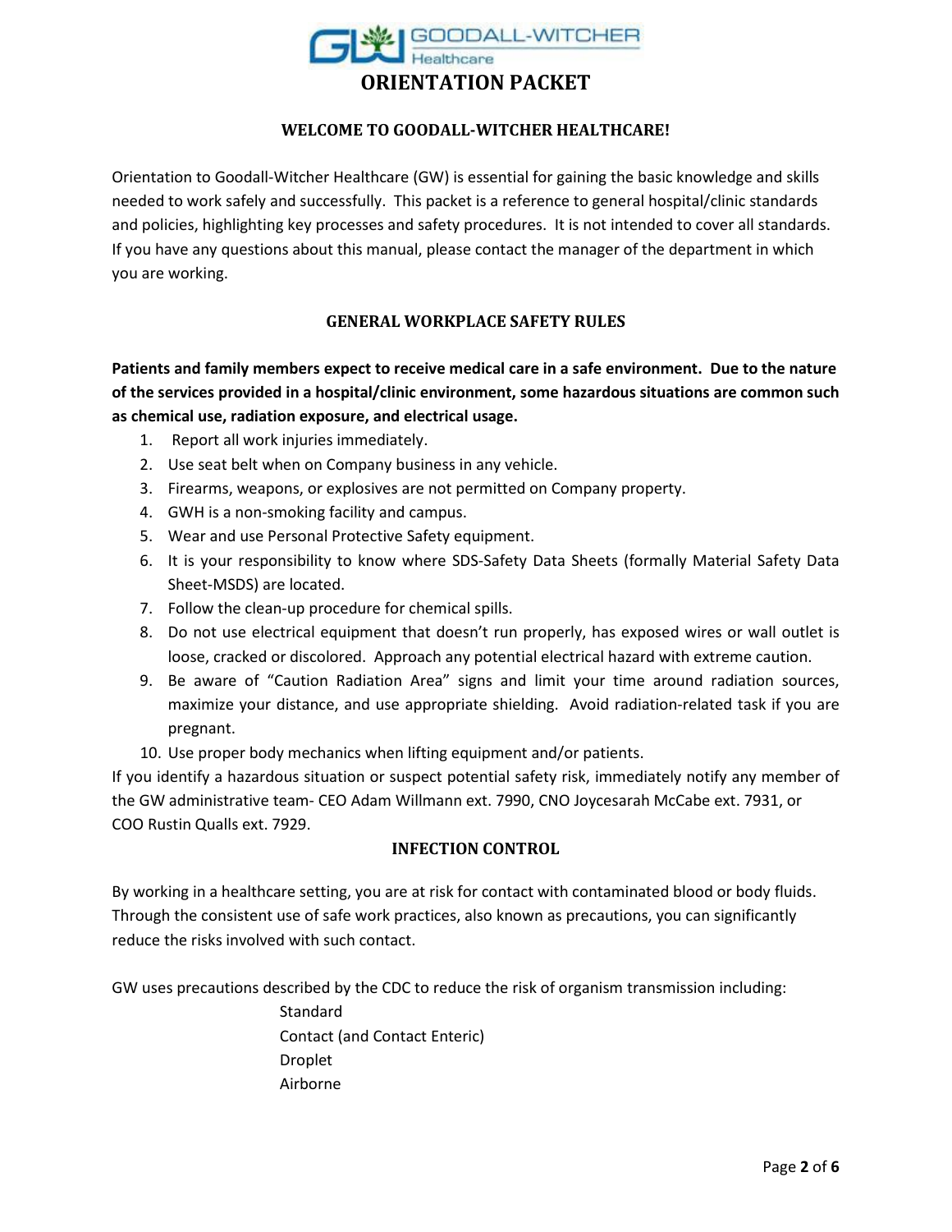# ORIENTATION PACKET

## WELCOME TO GOODALL-WITCHER HEALTHCARE!

Orientation to Goodall-Witcher Healthcare (GW) is essential for gaining the basic knowledge and skills needed to work safely and successfully. This packet is a reference to general hospital/clinic standards and policies, highlighting key processes and safety procedures. It is not intended to cover all standards. If you have any questions about this manual, please contact the manager of the department in which you are working.

## GENERAL WORKPLACE SAFETY RULES

**Patients and family members expect to receive medical care in a safe environment. Due to the nature of the services provided in a hospital/clinic environment, some hazardous situations are common such as chemical use, radiation exposure, and electrical usage.**

1. Report all work injuries immediately.
2. Use seat belt when on Company business in any vehicle.
3. Firearms, weapons, or explosives are not permitted on Company property.
4. GWH is a non-smoking facility and campus.
5. Wear and use Personal Protective Safety equipment.
6. It is your responsibility to know where SDS-Safety Data Sheets (formally Material Safety Data Sheet-MSDS) are located.
7. Follow the clean-up procedure for chemical spills.
8. Do not use electrical equipment that doesn't run properly, has exposed wires or wall outlet is loose, cracked or discolored. Approach any potential electrical hazard with extreme caution.
9. Be aware of "Caution Radiation Area" signs and limit your time around radiation sources, maximize your distance, and use appropriate shielding. Avoid radiation-related task if you are pregnant.
10. Use proper body mechanics when lifting equipment and/or patients.

If you identify a hazardous situation or suspect potential safety risk, immediately notify any member of the GW administrative team- CEO Adam Willmann ext. 7990, CNO Joycesarah McCabe ext. 7931, or COO Rustin Qualls ext. 7929.

## INFECTION CONTROL

By working in a healthcare setting, you are at risk for contact with contaminated blood or body fluids. Through the consistent use of safe work practices, also known as precautions, you can significantly reduce the risks involved with such contact.

GW uses precautions described by the CDC to reduce the risk of organism transmission including:

- Standard
- Contact (and Contact Enteric)
- Droplet
- Airborne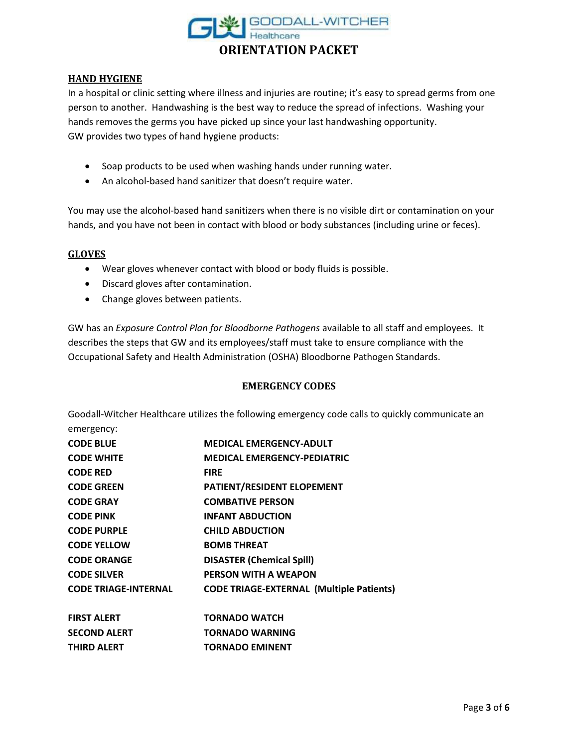# ORIENTATION PACKET

## HAND HYGIENE

In a hospital or clinic setting where illness and injuries are routine; it's easy to spread germs from one person to another. Handwashing is the best way to reduce the spread of infections. Washing your hands removes the germs you have picked up since your last handwashing opportunity.
GW provides two types of hand hygiene products:

- Soap products to be used when washing hands under running water.
- An alcohol-based hand sanitizer that doesn't require water.

You may use the alcohol-based hand sanitizers when there is no visible dirt or contamination on your hands, and you have not been in contact with blood or body substances (including urine or feces).

## GLOVES

- Wear gloves whenever contact with blood or body fluids is possible.
- Discard gloves after contamination.
- Change gloves between patients.

GW has an *Exposure Control Plan for Bloodborne Pathogens* available to all staff and employees. It describes the steps that GW and its employees/staff must take to ensure compliance with the Occupational Safety and Health Administration (OSHA) Bloodborne Pathogen Standards.

## EMERGENCY CODES

Goodall-Witcher Healthcare utilizes the following emergency code calls to quickly communicate an emergency:

| | |
|---|---|
| **CODE BLUE** | **MEDICAL EMERGENCY-ADULT** |
| **CODE WHITE** | **MEDICAL EMERGENCY-PEDIATRIC** |
| **CODE RED** | **FIRE** |
| **CODE GREEN** | **PATIENT/RESIDENT ELOPEMENT** |
| **CODE GRAY** | **COMBATIVE PERSON** |
| **CODE PINK** | **INFANT ABDUCTION** |
| **CODE PURPLE** | **CHILD ABDUCTION** |
| **CODE YELLOW** | **BOMB THREAT** |
| **CODE ORANGE** | **DISASTER (Chemical Spill)** |
| **CODE SILVER** | **PERSON WITH A WEAPON** |
| **CODE TRIAGE-INTERNAL** | **CODE TRIAGE-EXTERNAL (Multiple Patients)** |
| | |
| **FIRST ALERT** | **TORNADO WATCH** |
| **SECOND ALERT** | **TORNADO WARNING** |
| **THIRD ALERT** | **TORNADO EMINENT** |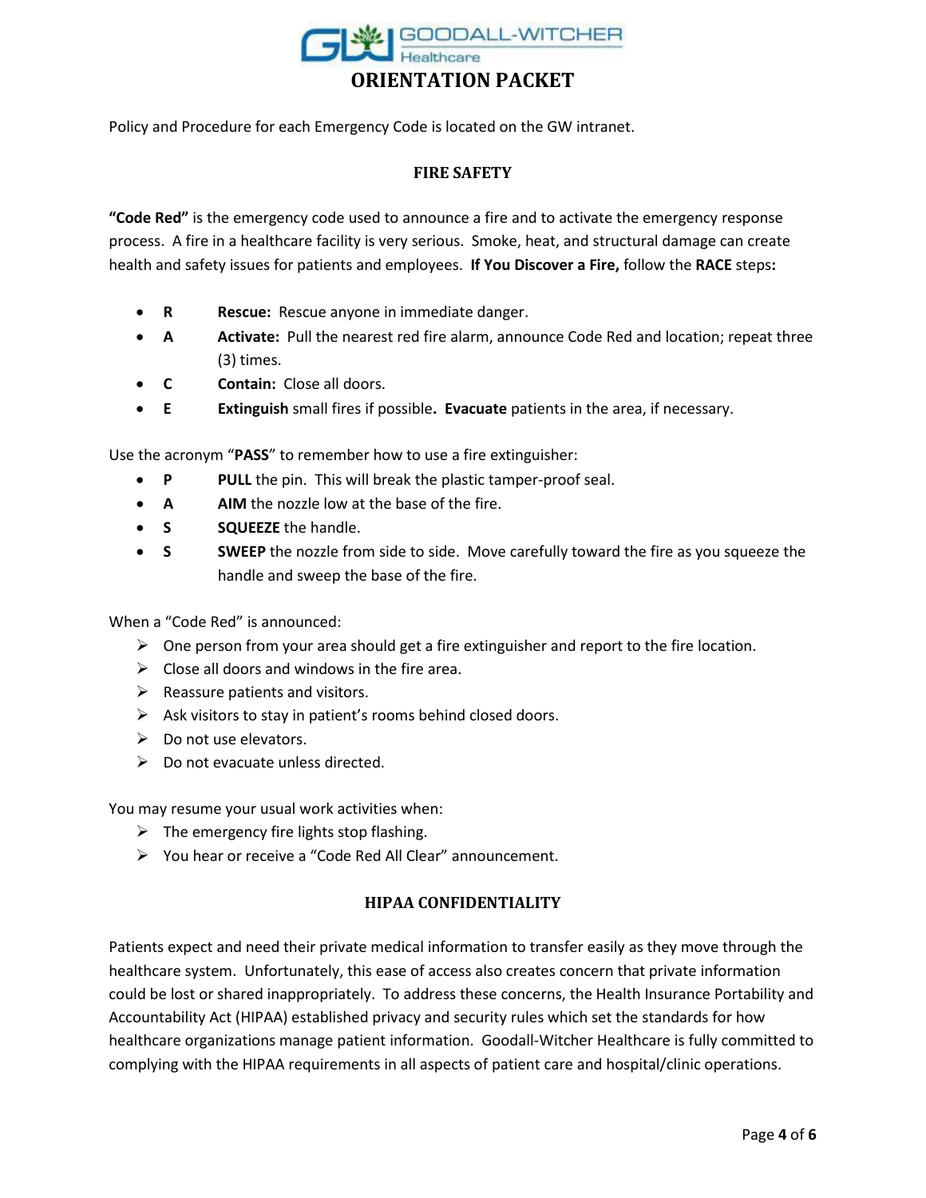Policy and Procedure for each Emergency Code is located on the GW intranet.

### FIRE SAFETY

**"Code Red"** is the emergency code used to announce a fire and to activate the emergency response process. A fire in a healthcare facility is very serious. Smoke, heat, and structural damage can create health and safety issues for patients and employees. **If You Discover a Fire,** follow the **RACE** steps**:**

- **R** **Rescue:** Rescue anyone in immediate danger.
- **A** **Activate:** Pull the nearest red fire alarm, announce Code Red and location; repeat three (3) times.
- **C** **Contain:** Close all doors.
- **E** **Extinguish** small fires if possible**. Evacuate** patients in the area, if necessary.

Use the acronym "**PASS**" to remember how to use a fire extinguisher:

- **P** **PULL** the pin. This will break the plastic tamper-proof seal.
- **A** **AIM** the nozzle low at the base of the fire.
- **S** **SQUEEZE** the handle.
- **S** **SWEEP** the nozzle from side to side. Move carefully toward the fire as you squeeze the handle and sweep the base of the fire.

When a "Code Red" is announced:

- One person from your area should get a fire extinguisher and report to the fire location.
- Close all doors and windows in the fire area.
- Reassure patients and visitors.
- Ask visitors to stay in patient's rooms behind closed doors.
- Do not use elevators.
- Do not evacuate unless directed.

You may resume your usual work activities when:

- The emergency fire lights stop flashing.
- You hear or receive a "Code Red All Clear" announcement.

### HIPAA CONFIDENTIALITY

Patients expect and need their private medical information to transfer easily as they move through the healthcare system. Unfortunately, this ease of access also creates concern that private information could be lost or shared inappropriately. To address these concerns, the Health Insurance Portability and Accountability Act (HIPAA) established privacy and security rules which set the standards for how healthcare organizations manage patient information. Goodall-Witcher Healthcare is fully committed to complying with the HIPAA requirements in all aspects of patient care and hospital/clinic operations.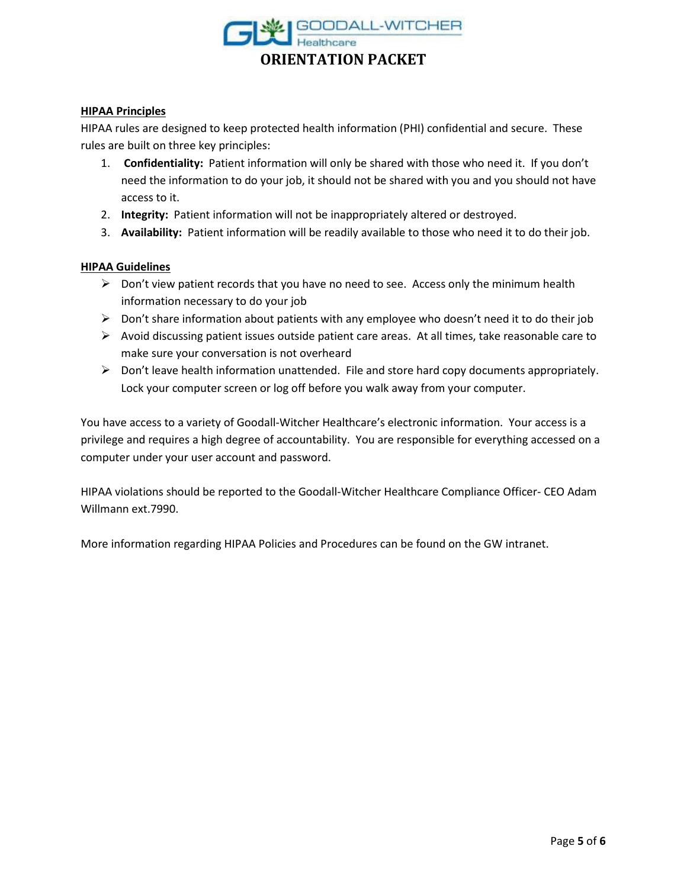# ORIENTATION PACKET

**HIPAA Principles**

HIPAA rules are designed to keep protected health information (PHI) confidential and secure. These rules are built on three key principles:

1. **Confidentiality:** Patient information will only be shared with those who need it. If you don't need the information to do your job, it should not be shared with you and you should not have access to it.
2. **Integrity:** Patient information will not be inappropriately altered or destroyed.
3. **Availability:** Patient information will be readily available to those who need it to do their job.

**HIPAA Guidelines**

- Don't view patient records that you have no need to see. Access only the minimum health information necessary to do your job
- Don't share information about patients with any employee who doesn't need it to do their job
- Avoid discussing patient issues outside patient care areas. At all times, take reasonable care to make sure your conversation is not overheard
- Don't leave health information unattended. File and store hard copy documents appropriately. Lock your computer screen or log off before you walk away from your computer.

You have access to a variety of Goodall-Witcher Healthcare's electronic information. Your access is a privilege and requires a high degree of accountability. You are responsible for everything accessed on a computer under your user account and password.

HIPAA violations should be reported to the Goodall-Witcher Healthcare Compliance Officer- CEO Adam Willmann ext.7990.

More information regarding HIPAA Policies and Procedures can be found on the GW intranet.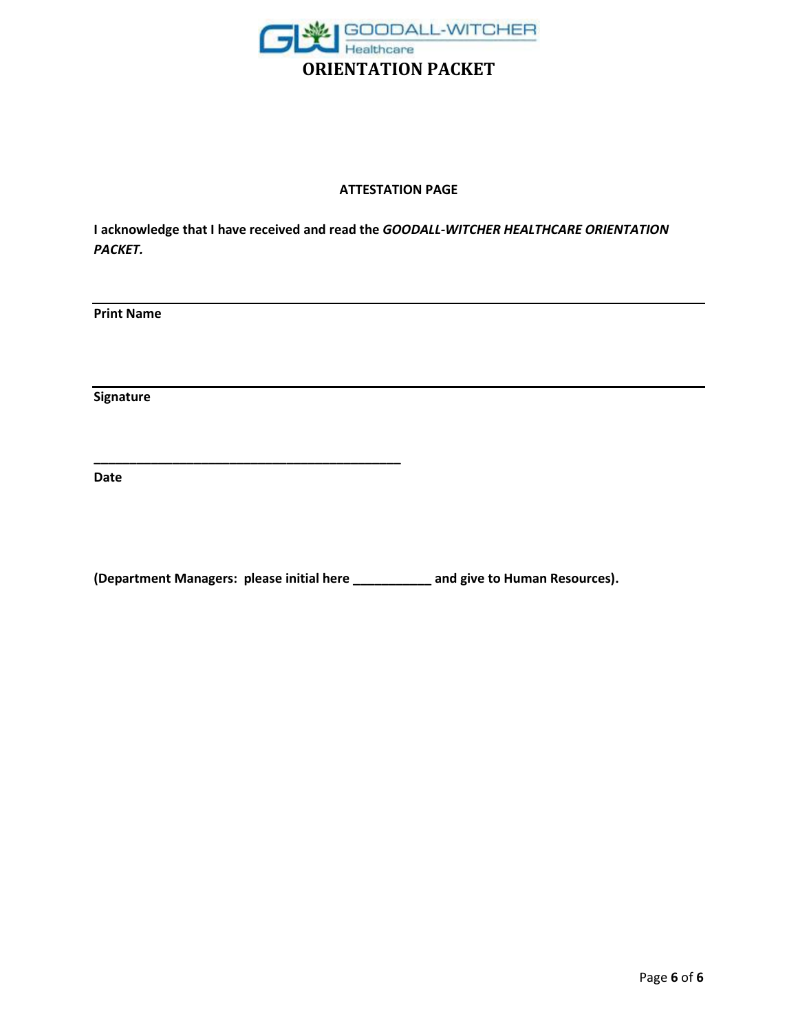GOODALL-WITCHER Healthcare

# ORIENTATION PACKET

## ATTESTATION PAGE

**I acknowledge that I have received and read the *GOODALL-WITCHER HEALTHCARE ORIENTATION PACKET.***

______________________________________________

**Print Name**

______________________________________________

**Signature**

______________________________________________

**Date**

**(Department Managers: please initial here ___________ and give to Human Resources).**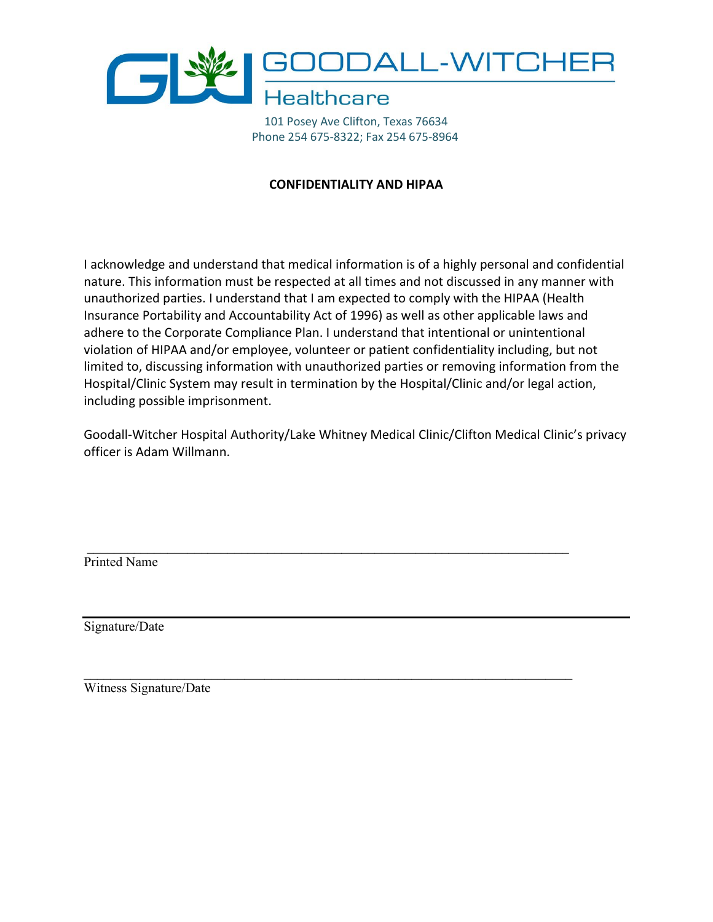GOODALL-WITCHER

Healthcare

101 Posey Ave Clifton, Texas 76634
Phone 254 675-8322; Fax 254 675-8964

**CONFIDENTIALITY AND HIPAA**

I acknowledge and understand that medical information is of a highly personal and confidential nature. This information must be respected at all times and not discussed in any manner with unauthorized parties. I understand that I am expected to comply with the HIPAA (Health Insurance Portability and Accountability Act of 1996) as well as other applicable laws and adhere to the Corporate Compliance Plan. I understand that intentional or unintentional violation of HIPAA and/or employee, volunteer or patient confidentiality including, but not limited to, discussing information with unauthorized parties or removing information from the Hospital/Clinic System may result in termination by the Hospital/Clinic and/or legal action, including possible imprisonment.

Goodall-Witcher Hospital Authority/Lake Whitney Medical Clinic/Clifton Medical Clinic's privacy officer is Adam Willmann.

\_\_\_\_\_\_\_\_\_\_\_\_\_\_\_\_\_\_\_\_\_\_\_\_\_\_\_\_\_\_\_\_\_\_\_\_\_\_\_\_\_\_\_\_\_\_\_\_\_\_\_\_\_\_\_\_\_\_\_\_\_\_\_\_\_\_\_\_\_\_
Printed Name

\_\_\_\_\_\_\_\_\_\_\_\_\_\_\_\_\_\_\_\_\_\_\_\_\_\_\_\_\_\_\_\_\_\_\_\_\_\_\_\_\_\_\_\_\_\_\_\_\_\_\_\_\_\_\_\_\_\_\_\_\_\_\_\_\_\_\_\_\_\_
Signature/Date

\_\_\_\_\_\_\_\_\_\_\_\_\_\_\_\_\_\_\_\_\_\_\_\_\_\_\_\_\_\_\_\_\_\_\_\_\_\_\_\_\_\_\_\_\_\_\_\_\_\_\_\_\_\_\_\_\_\_\_\_\_\_\_\_\_\_\_\_\_\_
Witness Signature/Date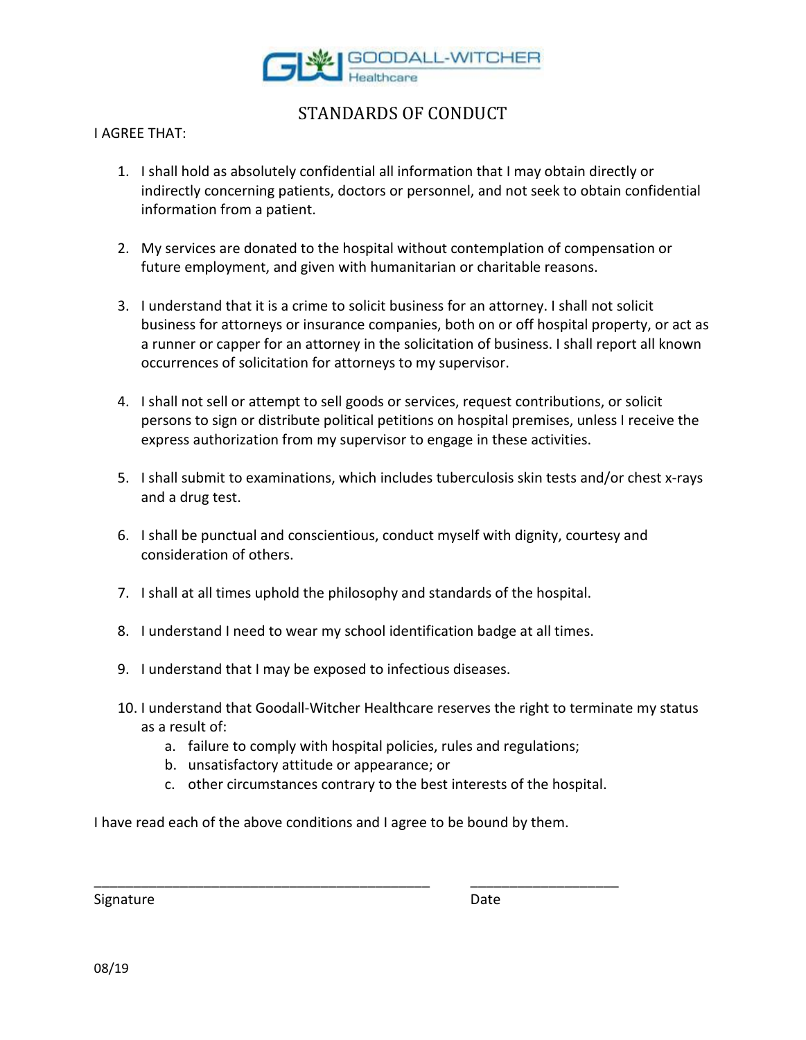GOODALL-WITCHER Healthcare

# STANDARDS OF CONDUCT

I AGREE THAT:

1. I shall hold as absolutely confidential all information that I may obtain directly or indirectly concerning patients, doctors or personnel, and not seek to obtain confidential information from a patient.

2. My services are donated to the hospital without contemplation of compensation or future employment, and given with humanitarian or charitable reasons.

3. I understand that it is a crime to solicit business for an attorney. I shall not solicit business for attorneys or insurance companies, both on or off hospital property, or act as a runner or capper for an attorney in the solicitation of business. I shall report all known occurrences of solicitation for attorneys to my supervisor.

4. I shall not sell or attempt to sell goods or services, request contributions, or solicit persons to sign or distribute political petitions on hospital premises, unless I receive the express authorization from my supervisor to engage in these activities.

5. I shall submit to examinations, which includes tuberculosis skin tests and/or chest x-rays and a drug test.

6. I shall be punctual and conscientious, conduct myself with dignity, courtesy and consideration of others.

7. I shall at all times uphold the philosophy and standards of the hospital.

8. I understand I need to wear my school identification badge at all times.

9. I understand that I may be exposed to infectious diseases.

10. I understand that Goodall-Witcher Healthcare reserves the right to terminate my status as a result of:
    a. failure to comply with hospital policies, rules and regulations;
    b. unsatisfactory attitude or appearance; or
    c. other circumstances contrary to the best interests of the hospital.

I have read each of the above conditions and I agree to be bound by them.

_____________________________________________ ____________________

Signature Date

08/19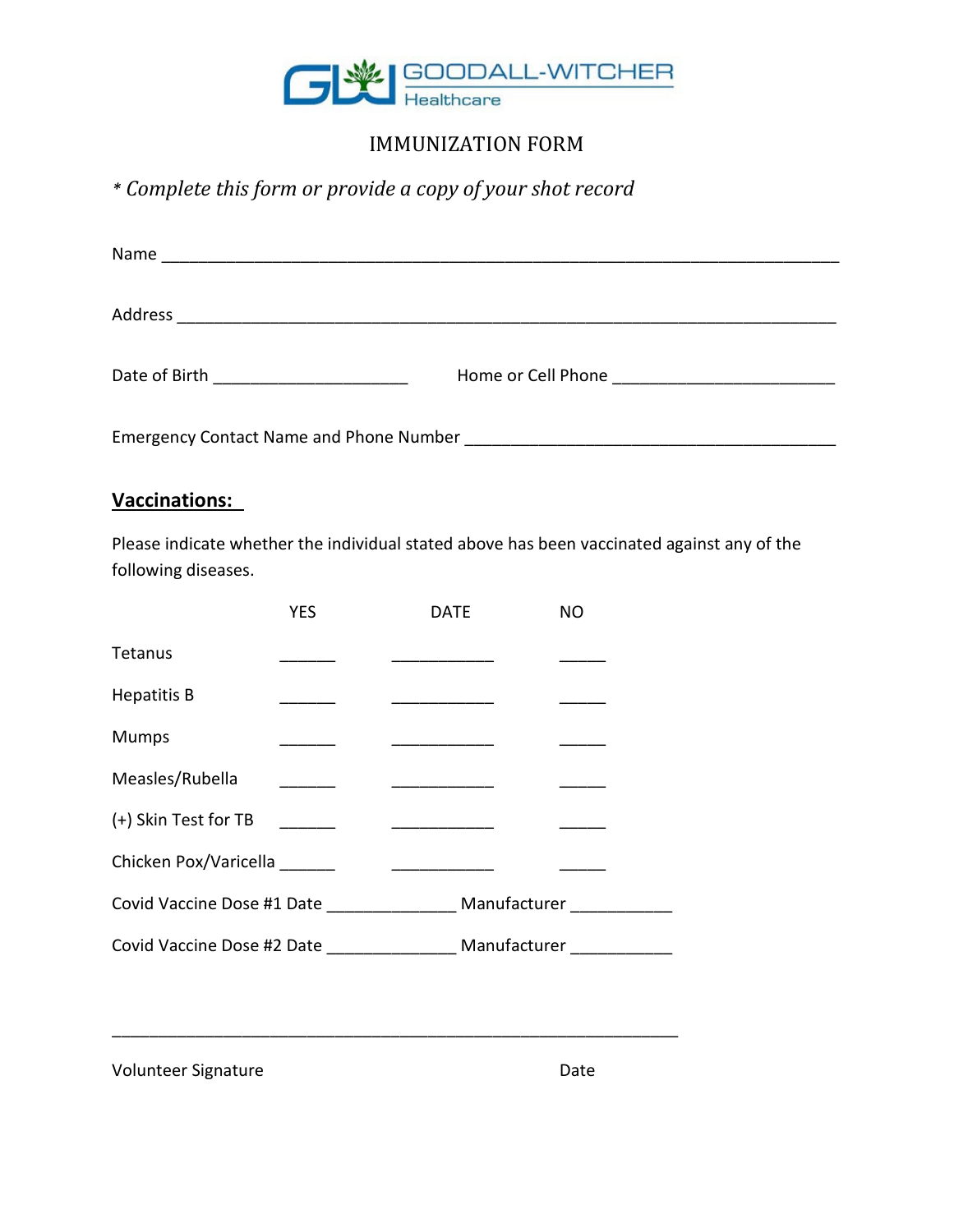GOODALL-WITCHER Healthcare

# IMMUNIZATION FORM

*\* Complete this form or provide a copy of your shot record*

Name ___________________________________________________________________________

Address _________________________________________________________________________

Date of Birth _____________________ Home or Cell Phone ________________________

Emergency Contact Name and Phone Number _________________________________________

## <u>Vaccinations:</u>

Please indicate whether the individual stated above has been vaccinated against any of the following diseases.

| | YES | DATE | NO |
|---|---|---|---|
| Tetanus | ______ | ___________ | _____ |
| Hepatitis B | ______ | ___________ | _____ |
| Mumps | ______ | ___________ | _____ |
| Measles/Rubella | ______ | ___________ | _____ |
| (+) Skin Test for TB | ______ | ___________ | _____ |
| Chicken Pox/Varicella | ______ | ___________ | _____ |

Covid Vaccine Dose #1 Date ______________ Manufacturer ___________

Covid Vaccine Dose #2 Date ______________ Manufacturer ___________

______________________________________________________________

Volunteer Signature Date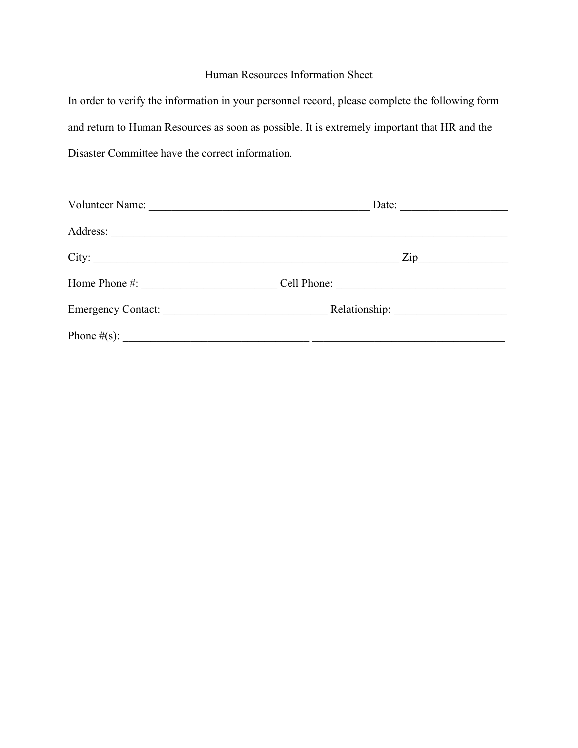# Human Resources Information Sheet

In order to verify the information in your personnel record, please complete the following form and return to Human Resources as soon as possible. It is extremely important that HR and the Disaster Committee have the correct information.

Volunteer Name: ________________________________________ Date: ___________________

Address: __________________________________________________________________________

City: ________________________________________________________ Zip________________

Home Phone #: ________________________ Cell Phone: ______________________________

Emergency Contact: _____________________________ Relationship: ___________________

Phone #(s): _________________________________ __________________________________